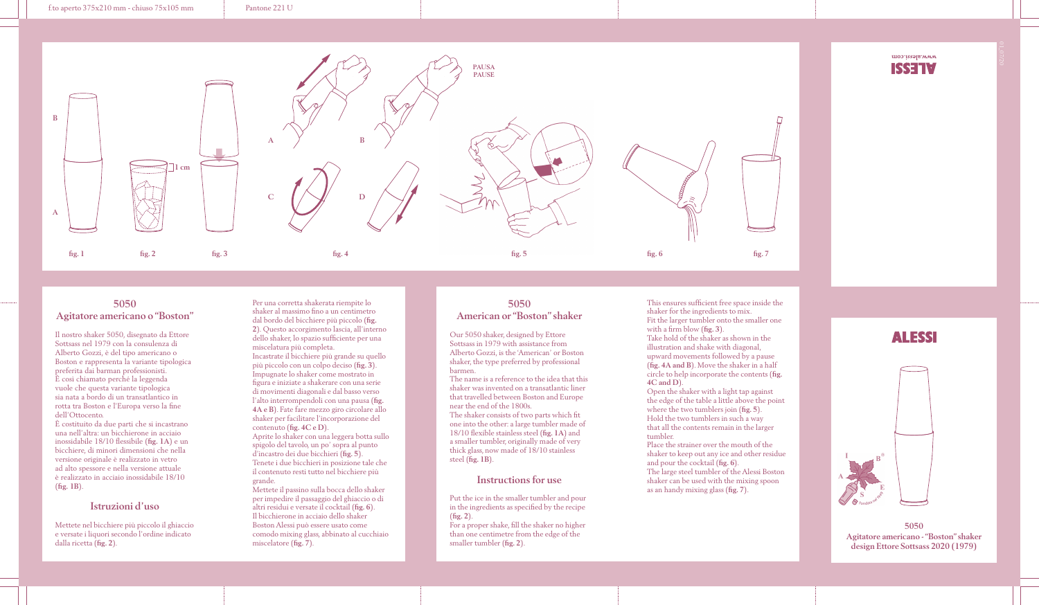fig. 1 fig. 2 fig. 3 fig. 4 fig. 5 fig. 6 fig. 7

## 5050
## Agitatore americano o "Boston"

Il nostro shaker 5050, disegnato da Ettore Sottsass nel 1979 con la consulenza di Alberto Gozzi, è del tipo americano o Boston e rappresenta la variante tipologica preferita dai barman professionisti.
È così chiamato perché la leggenda vuole che questa variante tipologica sia nata a bordo di un transatlantico in rotta tra Boston e l'Europa verso la fine dell'Ottocento.
È costituito da due parti che si incastrano una nell'altra: un bicchierone in acciaio inossidabile 18/10 flessibile (**fig. 1A**) e un bicchiere, di minori dimensioni che nella versione originale è realizzato in vetro ad alto spessore e nella versione attuale è realizzato in acciaio inossidabile 18/10 (**fig. 1B**).

### Istruzioni d'uso

Mettete nel bicchiere più piccolo il ghiaccio e versate i liquori secondo l'ordine indicato dalla ricetta (**fig. 2**).
Per una corretta shakerata riempite lo shaker al massimo fino a un centimetro dal bordo del bicchiere più piccolo (**fig. 2**). Questo accorgimento lascia, all'interno dello shaker, lo spazio sufficiente per una miscelatura più completa.
Incastrate il bicchiere più grande su quello più piccolo con un colpo deciso (**fig. 3**).
Impugnate lo shaker come mostrato in figura e iniziate a shakerare con una serie di movimenti diagonali e dal basso verso l'alto interrompendoli con una pausa (**fig. 4A e B**). Fate fare mezzo giro circolare allo shaker per facilitare l'incorporazione del contenuto (**fig. 4C e D**).
Aprite lo shaker con una leggera botta sullo spigolo del tavolo, un po' sopra al punto d'incastro dei due bicchieri (**fig. 5**).
Tenete i due bicchieri in posizione tale che il contenuto resti tutto nel bicchiere più grande.
Mettete il passino sulla bocca dello shaker per impedire il passaggio del ghiaccio o di altri residui e versate il cocktail (**fig. 6**).
Il bicchierone in acciaio dello shaker Boston Alessi può essere usato come comodo mixing glass, abbinato al cucchiaio miscelatore (**fig. 7**).

## 5050
## American or "Boston" shaker

Our 5050 shaker, designed by Ettore Sottsass in 1979 with assistance from Alberto Gozzi, is the 'American' or Boston shaker, the type preferred by professional barmen.
The name is a reference to the idea that this shaker was invented on a transatlantic liner that travelled between Boston and Europe near the end of the 1800s.
The shaker consists of two parts which fit one into the other: a large tumbler made of 18/10 flexible stainless steel (**fig. 1A**) and a smaller tumbler, originally made of very thick glass, now made of 18/10 stainless steel (**fig. 1B**).

### Instructions for use

Put the ice in the smaller tumbler and pour in the ingredients as specified by the recipe (**fig. 2**).
For a proper shake, fill the shaker no higher than one centimetre from the edge of the smaller tumbler (**fig. 2**).
This ensures sufficient free space inside the shaker for the ingredients to mix.
Fit the larger tumbler onto the smaller one with a firm blow (**fig. 3**).
Take hold of the shaker as shown in the illustration and shake with diagonal, upward movements followed by a pause (**fig. 4A and B**). Move the shaker in a half circle to help incorporate the contents (**fig. 4C and D**).
Open the shaker with a light tap against the edge of the table a little above the point where the two tumblers join (**fig. 5**).
Hold the two tumblers in such a way that all the contents remain in the larger tumbler.
Place the strainer over the mouth of the shaker to keep out any ice and other residue and pour the cocktail (**fig. 6**).
The large steel tumbler of the Alessi Boston shaker can be used with the mixing spoon as an handy mixing glass (**fig. 7**).

ALESSI

**5050**
**Agitatore americano - "Boston" shaker**
**design Ettore Sottsass 2020 (1979)**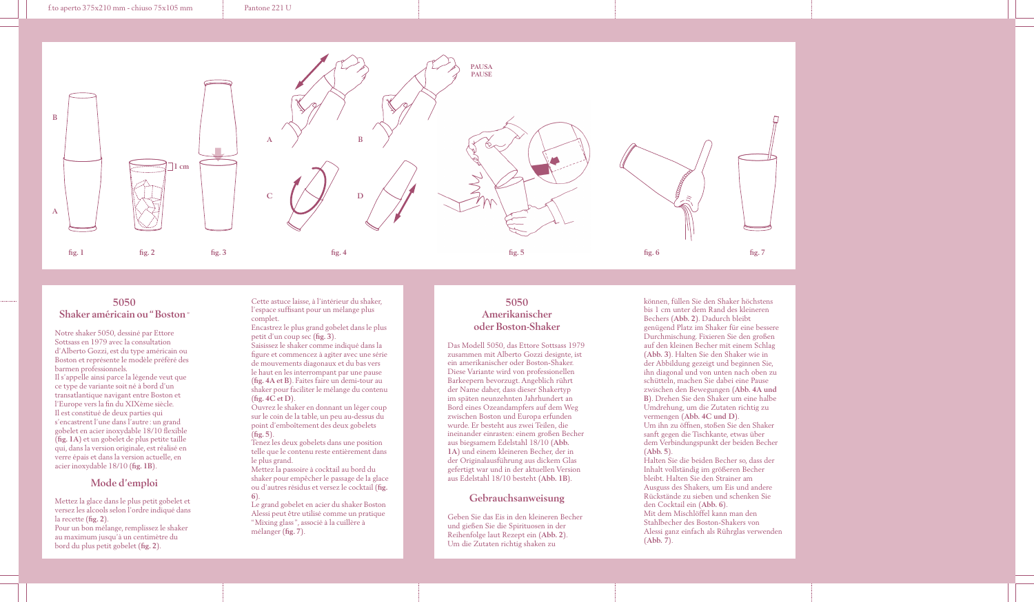f.to aperto 375x210 mm - chiuso 75x105 mm

Pantone 221 U

B

A

1 cm

A

B

PAUSA
PAUSE

C

D

fig. 1

fig. 2

fig. 3

fig. 4

fig. 5

fig. 6

fig. 7

## 5050
## Shaker américain ou "Boston"

Notre shaker 5050, dessiné par Ettore Sottsass en 1979 avec la consultation d'Alberto Gozzi, est du type américain ou Boston et représente le modèle préféré des barmen professionnels.
Il s'appelle ainsi parce la légende veut que ce type de variante soit né à bord d'un transatlantique navigant entre Boston et l'Europe vers la fin du XIXème siècle.
Il est constitué de deux parties qui s'encastrent l'une dans l'autre : un grand gobelet en acier inoxydable 18/10 flexible (**fig. 1A**) et un gobelet de plus petite taille qui, dans la version originale, est réalisé en verre épais et dans la version actuelle, en acier inoxydable 18/10 (**fig. 1B**).

### Mode d'emploi

Mettez la glace dans le plus petit gobelet et versez les alcools selon l'ordre indiqué dans la recette (**fig. 2**).
Pour un bon mélange, remplissez le shaker au maximum jusqu'à un centimètre du bord du plus petit gobelet (**fig. 2**).
Cette astuce laisse, à l'intérieur du shaker, l'espace suffisant pour un mélange plus complet.
Encastrez le plus grand gobelet dans le plus petit d'un coup sec (**fig. 3**).
Saisissez le shaker comme indiqué dans la figure et commencez à agiter avec une série de mouvements diagonaux et du bas vers le haut en les interrompant par une pause (**fig. 4A et B**). Faites faire un demi-tour au shaker pour faciliter le mélange du contenu (**fig. 4C et D**).
Ouvrez le shaker en donnant un léger coup sur le coin de la table, un peu au-dessus du point d'emboîtement des deux gobelets (**fig. 5**).
Tenez les deux gobelets dans une position telle que le contenu reste entièrement dans le plus grand.
Mettez la passoire à cocktail au bord du shaker pour empêcher le passage de la glace ou d'autres résidus et versez le cocktail (**fig. 6**).
Le grand gobelet en acier du shaker Boston Alessi peut être utilisé comme un pratique "Mixing glass", associé à la cuillère à mélanger (**fig. 7**).

## 5050
## Amerikanischer oder Boston-Shaker

Das Modell 5050, das Ettore Sottsass 1979 zusammen mit Alberto Gozzi designte, ist ein amerikanischer oder Boston-Shaker. Diese Variante wird von professionellen Barkeepern bevorzugt. Angeblich rührt der Name daher, dass dieser Shakertyp im späten neunzehnten Jahrhundert an Bord eines Ozeandampfers auf dem Weg zwischen Boston und Europa erfunden wurde. Er besteht aus zwei Teilen, die ineinander einrasten: einem großen Becher aus biegsamem Edelstahl 18/10 (**Abb. 1A**) und einem kleineren Becher, der in der Originalausführung aus dickem Glas gefertigt war und in der aktuellen Version aus Edelstahl 18/10 besteht (**Abb. 1B**).

### Gebrauchsanweisung

Geben Sie das Eis in den kleineren Becher und gießen Sie die Spirituosen in der Reihenfolge laut Rezept ein (**Abb. 2**).
Um die Zutaten richtig shaken zu können, füllen Sie den Shaker höchstens bis 1 cm unter dem Rand des kleineren Bechers (**Abb. 2**). Dadurch bleibt genügend Platz im Shaker für eine bessere Durchmischung. Fixieren Sie den großen auf den kleinen Becher mit einem Schlag (**Abb. 3**). Halten Sie den Shaker wie in der Abbildung gezeigt und beginnen Sie, ihn diagonal und von unten nach oben zu schütteln, machen Sie dabei eine Pause zwischen den Bewegungen (**Abb. 4A und B**). Drehen Sie den Shaker um eine halbe Umdrehung, um die Zutaten richtig zu vermengen (**Abb. 4C und D**).
Um ihn zu öffnen, stoßen Sie den Shaker sanft gegen die Tischkante, etwas über dem Verbindungspunkt der beiden Becher (**Abb. 5**).
Halten Sie die beiden Becher so, dass der Inhalt vollständig im größeren Becher bleibt. Halten Sie den Strainer am Ausguss des Shakers, um Eis und andere Rückstände zu sieben und schenken Sie den Cocktail ein (**Abb. 6**).
Mit dem Mischlöffel kann man den Stahlbecher des Boston-Shakers von Alessi ganz einfach als Rührglas verwenden (**Abb. 7**).